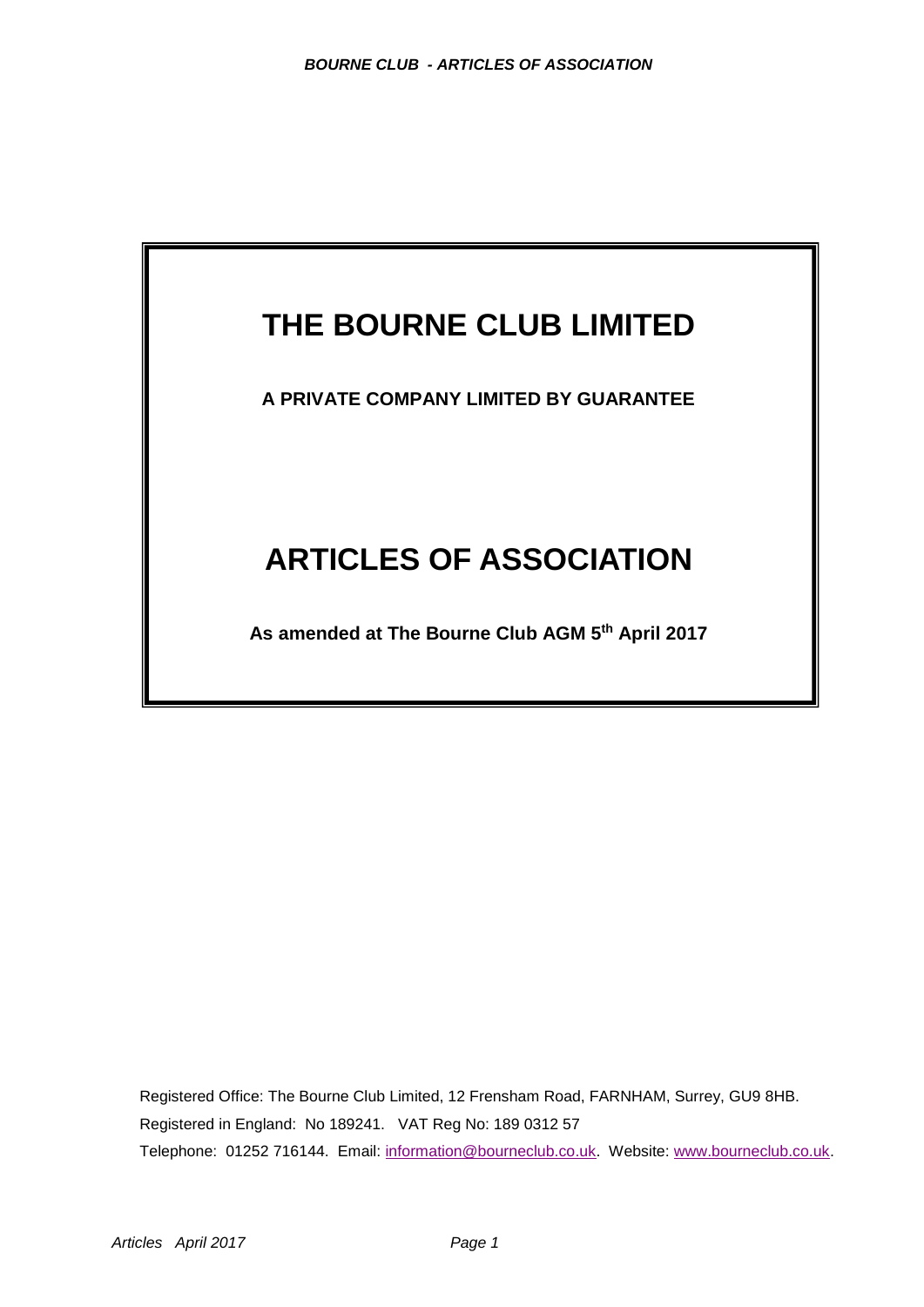# THE BOURNE CLUB LIMITED

**A PRIVATE COMPANY LIMITED BY GUARANTEE**

# ARTICLES OF ASSOCIATION

**As amended at The Bourne Club AGM 5th April 2017**

Registered Office: The Bourne Club Limited, 12 Frensham Road, FARNHAM, Surrey, GU9 8HB.

Registered in England: No 189241. VAT Reg No: 189 0312 57

Telephone: 01252 716144. Email: information@bourneclub.co.uk. Website: www.bourneclub.co.uk.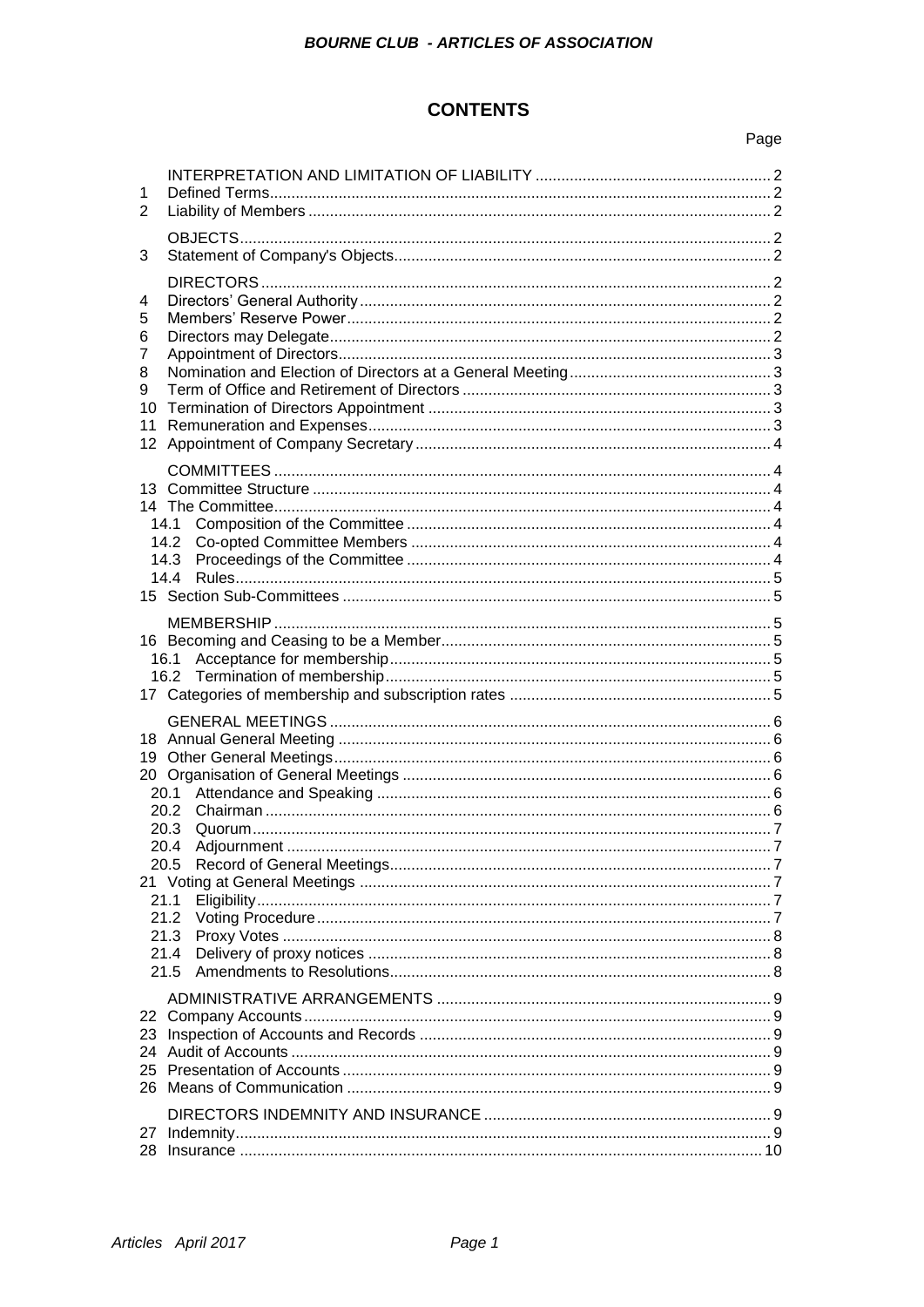# CONTENTS

| | | Page |
|---|---|---|
| | INTERPRETATION AND LIMITATION OF LIABILITY | 2 |
| 1 | Defined Terms | 2 |
| 2 | Liability of Members | 2 |
| | OBJECTS | 2 |
| 3 | Statement of Company's Objects | 2 |
| | DIRECTORS | 2 |
| 4 | Directors' General Authority | 2 |
| 5 | Members' Reserve Power | 2 |
| 6 | Directors may Delegate | 2 |
| 7 | Appointment of Directors | 3 |
| 8 | Nomination and Election of Directors at a General Meeting | 3 |
| 9 | Term of Office and Retirement of Directors | 3 |
| 10 | Termination of Directors Appointment | 3 |
| 11 | Remuneration and Expenses | 3 |
| 12 | Appointment of Company Secretary | 4 |
| | COMMITTEES | 4 |
| 13 | Committee Structure | 4 |
| 14 | The Committee | 4 |
| 14.1 | Composition of the Committee | 4 |
| 14.2 | Co-opted Committee Members | 4 |
| 14.3 | Proceedings of the Committee | 4 |
| 14.4 | Rules | 5 |
| 15 | Section Sub-Committees | 5 |
| | MEMBERSHIP | 5 |
| 16 | Becoming and Ceasing to be a Member | 5 |
| 16.1 | Acceptance for membership | 5 |
| 16.2 | Termination of membership | 5 |
| 17 | Categories of membership and subscription rates | 5 |
| | GENERAL MEETINGS | 6 |
| 18 | Annual General Meeting | 6 |
| 19 | Other General Meetings | 6 |
| 20 | Organisation of General Meetings | 6 |
| 20.1 | Attendance and Speaking | 6 |
| 20.2 | Chairman | 6 |
| 20.3 | Quorum | 7 |
| 20.4 | Adjournment | 7 |
| 20.5 | Record of General Meetings | 7 |
| 21 | Voting at General Meetings | 7 |
| 21.1 | Eligibility | 7 |
| 21.2 | Voting Procedure | 7 |
| 21.3 | Proxy Votes | 8 |
| 21.4 | Delivery of proxy notices | 8 |
| 21.5 | Amendments to Resolutions | 8 |
| | ADMINISTRATIVE ARRANGEMENTS | 9 |
| 22 | Company Accounts | 9 |
| 23 | Inspection of Accounts and Records | 9 |
| 24 | Audit of Accounts | 9 |
| 25 | Presentation of Accounts | 9 |
| 26 | Means of Communication | 9 |
| | DIRECTORS INDEMNITY AND INSURANCE | 9 |
| 27 | Indemnity | 9 |
| 28 | Insurance | 10 |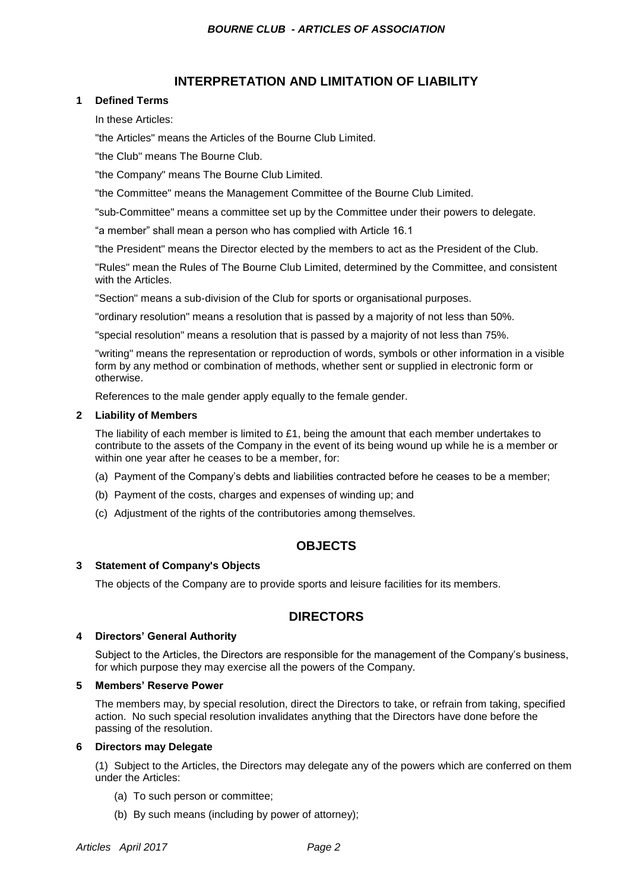## INTERPRETATION AND LIMITATION OF LIABILITY

### 1 Defined Terms

In these Articles:

"the Articles" means the Articles of the Bourne Club Limited.

"the Club" means The Bourne Club.

"the Company" means The Bourne Club Limited.

"the Committee" means the Management Committee of the Bourne Club Limited.

"sub-Committee" means a committee set up by the Committee under their powers to delegate.

"a member" shall mean a person who has complied with Article 16.1

"the President" means the Director elected by the members to act as the President of the Club.

"Rules" mean the Rules of The Bourne Club Limited, determined by the Committee, and consistent with the Articles.

"Section" means a sub-division of the Club for sports or organisational purposes.

"ordinary resolution" means a resolution that is passed by a majority of not less than 50%.

"special resolution" means a resolution that is passed by a majority of not less than 75%.

"writing" means the representation or reproduction of words, symbols or other information in a visible form by any method or combination of methods, whether sent or supplied in electronic form or otherwise.

References to the male gender apply equally to the female gender.

### 2 Liability of Members

The liability of each member is limited to £1, being the amount that each member undertakes to contribute to the assets of the Company in the event of its being wound up while he is a member or within one year after he ceases to be a member, for:

(a) Payment of the Company's debts and liabilities contracted before he ceases to be a member;

(b) Payment of the costs, charges and expenses of winding up; and

(c) Adjustment of the rights of the contributories among themselves.

## OBJECTS

### 3 Statement of Company's Objects

The objects of the Company are to provide sports and leisure facilities for its members.

## DIRECTORS

### 4 Directors' General Authority

Subject to the Articles, the Directors are responsible for the management of the Company's business, for which purpose they may exercise all the powers of the Company.

### 5 Members' Reserve Power

The members may, by special resolution, direct the Directors to take, or refrain from taking, specified action. No such special resolution invalidates anything that the Directors have done before the passing of the resolution.

### 6 Directors may Delegate

(1) Subject to the Articles, the Directors may delegate any of the powers which are conferred on them under the Articles:

(a) To such person or committee;

(b) By such means (including by power of attorney);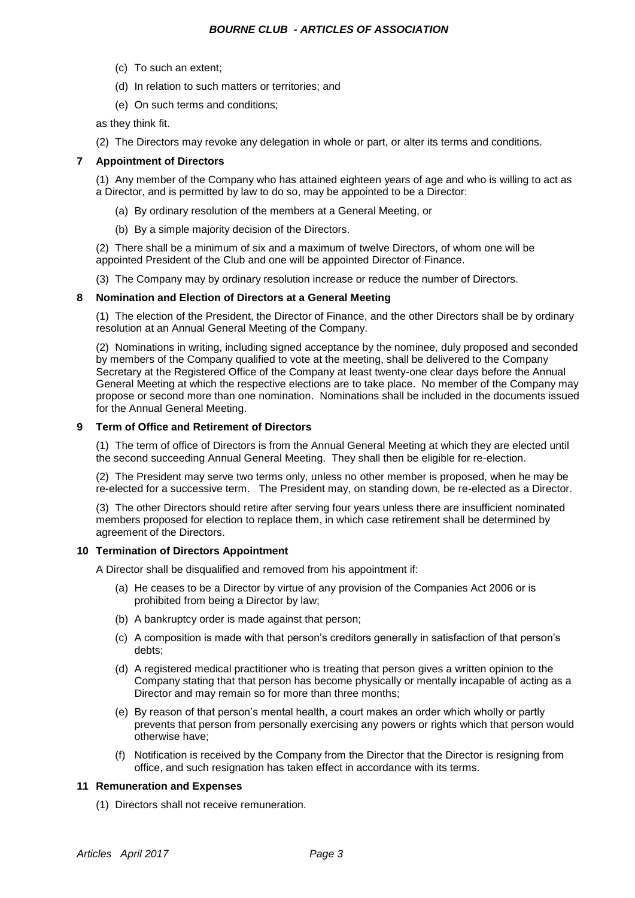(c) To such an extent;

(d) In relation to such matters or territories; and

(e) On such terms and conditions;

as they think fit.

(2) The Directors may revoke any delegation in whole or part, or alter its terms and conditions.

## 7 Appointment of Directors

(1) Any member of the Company who has attained eighteen years of age and who is willing to act as a Director, and is permitted by law to do so, may be appointed to be a Director:

(a) By ordinary resolution of the members at a General Meeting, or

(b) By a simple majority decision of the Directors.

(2) There shall be a minimum of six and a maximum of twelve Directors, of whom one will be appointed President of the Club and one will be appointed Director of Finance.

(3) The Company may by ordinary resolution increase or reduce the number of Directors.

## 8 Nomination and Election of Directors at a General Meeting

(1) The election of the President, the Director of Finance, and the other Directors shall be by ordinary resolution at an Annual General Meeting of the Company.

(2) Nominations in writing, including signed acceptance by the nominee, duly proposed and seconded by members of the Company qualified to vote at the meeting, shall be delivered to the Company Secretary at the Registered Office of the Company at least twenty-one clear days before the Annual General Meeting at which the respective elections are to take place. No member of the Company may propose or second more than one nomination. Nominations shall be included in the documents issued for the Annual General Meeting.

## 9 Term of Office and Retirement of Directors

(1) The term of office of Directors is from the Annual General Meeting at which they are elected until the second succeeding Annual General Meeting. They shall then be eligible for re-election.

(2) The President may serve two terms only, unless no other member is proposed, when he may be re-elected for a successive term. The President may, on standing down, be re-elected as a Director.

(3) The other Directors should retire after serving four years unless there are insufficient nominated members proposed for election to replace them, in which case retirement shall be determined by agreement of the Directors.

## 10 Termination of Directors Appointment

A Director shall be disqualified and removed from his appointment if:

(a) He ceases to be a Director by virtue of any provision of the Companies Act 2006 or is prohibited from being a Director by law;

(b) A bankruptcy order is made against that person;

(c) A composition is made with that person's creditors generally in satisfaction of that person's debts;

(d) A registered medical practitioner who is treating that person gives a written opinion to the Company stating that that person has become physically or mentally incapable of acting as a Director and may remain so for more than three months;

(e) By reason of that person's mental health, a court makes an order which wholly or partly prevents that person from personally exercising any powers or rights which that person would otherwise have;

(f) Notification is received by the Company from the Director that the Director is resigning from office, and such resignation has taken effect in accordance with its terms.

## 11 Remuneration and Expenses

(1) Directors shall not receive remuneration.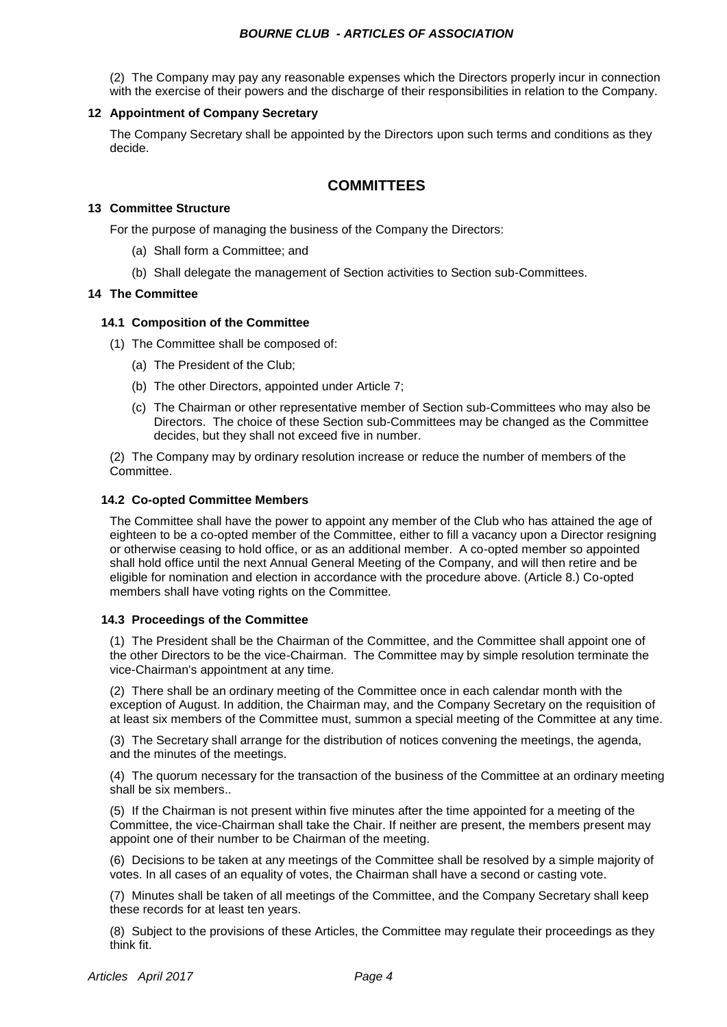(2) The Company may pay any reasonable expenses which the Directors properly incur in connection with the exercise of their powers and the discharge of their responsibilities in relation to the Company.

### 12 Appointment of Company Secretary

The Company Secretary shall be appointed by the Directors upon such terms and conditions as they decide.

## COMMITTEES

### 13 Committee Structure

For the purpose of managing the business of the Company the Directors:

(a) Shall form a Committee; and

(b) Shall delegate the management of Section activities to Section sub-Committees.

### 14 The Committee

#### 14.1 Composition of the Committee

(1) The Committee shall be composed of:

(a) The President of the Club;

(b) The other Directors, appointed under Article 7;

(c) The Chairman or other representative member of Section sub-Committees who may also be Directors. The choice of these Section sub-Committees may be changed as the Committee decides, but they shall not exceed five in number.

(2) The Company may by ordinary resolution increase or reduce the number of members of the Committee.

#### 14.2 Co-opted Committee Members

The Committee shall have the power to appoint any member of the Club who has attained the age of eighteen to be a co-opted member of the Committee, either to fill a vacancy upon a Director resigning or otherwise ceasing to hold office, or as an additional member. A co-opted member so appointed shall hold office until the next Annual General Meeting of the Company, and will then retire and be eligible for nomination and election in accordance with the procedure above. (Article 8.) Co-opted members shall have voting rights on the Committee.

#### 14.3 Proceedings of the Committee

(1) The President shall be the Chairman of the Committee, and the Committee shall appoint one of the other Directors to be the vice-Chairman. The Committee may by simple resolution terminate the vice-Chairman's appointment at any time.

(2) There shall be an ordinary meeting of the Committee once in each calendar month with the exception of August. In addition, the Chairman may, and the Company Secretary on the requisition of at least six members of the Committee must, summon a special meeting of the Committee at any time.

(3) The Secretary shall arrange for the distribution of notices convening the meetings, the agenda, and the minutes of the meetings.

(4) The quorum necessary for the transaction of the business of the Committee at an ordinary meeting shall be six members..

(5) If the Chairman is not present within five minutes after the time appointed for a meeting of the Committee, the vice-Chairman shall take the Chair. If neither are present, the members present may appoint one of their number to be Chairman of the meeting.

(6) Decisions to be taken at any meetings of the Committee shall be resolved by a simple majority of votes. In all cases of an equality of votes, the Chairman shall have a second or casting vote.

(7) Minutes shall be taken of all meetings of the Committee, and the Company Secretary shall keep these records for at least ten years.

(8) Subject to the provisions of these Articles, the Committee may regulate their proceedings as they think fit.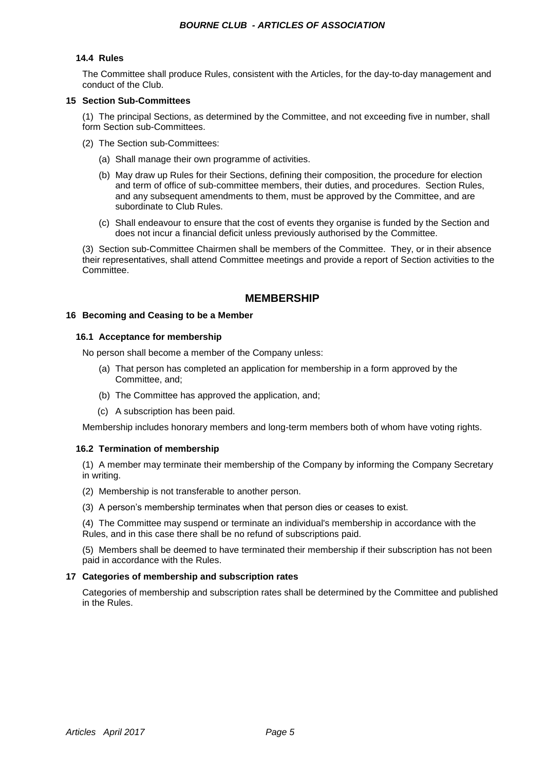**14.4 Rules**

The Committee shall produce Rules, consistent with the Articles, for the day-to-day management and conduct of the Club.

**15 Section Sub-Committees**

(1) The principal Sections, as determined by the Committee, and not exceeding five in number, shall form Section sub-Committees.

(2) The Section sub-Committees:

- (a) Shall manage their own programme of activities.
- (b) May draw up Rules for their Sections, defining their composition, the procedure for election and term of office of sub-committee members, their duties, and procedures. Section Rules, and any subsequent amendments to them, must be approved by the Committee, and are subordinate to Club Rules.
- (c) Shall endeavour to ensure that the cost of events they organise is funded by the Section and does not incur a financial deficit unless previously authorised by the Committee.

(3) Section sub-Committee Chairmen shall be members of the Committee. They, or in their absence their representatives, shall attend Committee meetings and provide a report of Section activities to the Committee.

## MEMBERSHIP

**16 Becoming and Ceasing to be a Member**

**16.1 Acceptance for membership**

No person shall become a member of the Company unless:

- (a) That person has completed an application for membership in a form approved by the Committee, and;
- (b) The Committee has approved the application, and;
- (c) A subscription has been paid.

Membership includes honorary members and long-term members both of whom have voting rights.

**16.2 Termination of membership**

(1) A member may terminate their membership of the Company by informing the Company Secretary in writing.

(2) Membership is not transferable to another person.

(3) A person's membership terminates when that person dies or ceases to exist.

(4) The Committee may suspend or terminate an individual's membership in accordance with the Rules, and in this case there shall be no refund of subscriptions paid.

(5) Members shall be deemed to have terminated their membership if their subscription has not been paid in accordance with the Rules.

**17 Categories of membership and subscription rates**

Categories of membership and subscription rates shall be determined by the Committee and published in the Rules.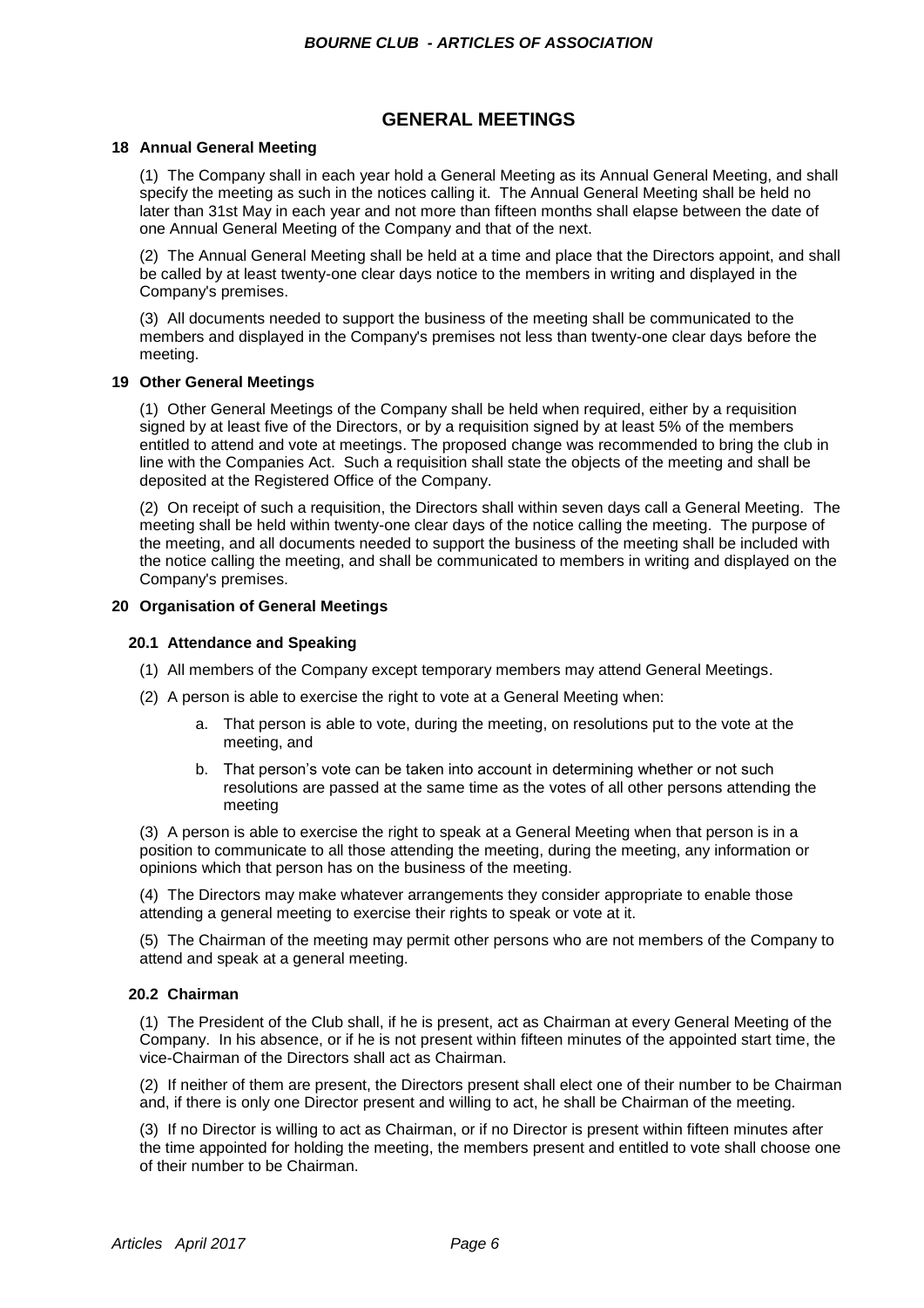## GENERAL MEETINGS

### 18 Annual General Meeting

(1) The Company shall in each year hold a General Meeting as its Annual General Meeting, and shall specify the meeting as such in the notices calling it. The Annual General Meeting shall be held no later than 31st May in each year and not more than fifteen months shall elapse between the date of one Annual General Meeting of the Company and that of the next.

(2) The Annual General Meeting shall be held at a time and place that the Directors appoint, and shall be called by at least twenty-one clear days notice to the members in writing and displayed in the Company's premises.

(3) All documents needed to support the business of the meeting shall be communicated to the members and displayed in the Company's premises not less than twenty-one clear days before the meeting.

### 19 Other General Meetings

(1) Other General Meetings of the Company shall be held when required, either by a requisition signed by at least five of the Directors, or by a requisition signed by at least 5% of the members entitled to attend and vote at meetings. The proposed change was recommended to bring the club in line with the Companies Act. Such a requisition shall state the objects of the meeting and shall be deposited at the Registered Office of the Company.

(2) On receipt of such a requisition, the Directors shall within seven days call a General Meeting. The meeting shall be held within twenty-one clear days of the notice calling the meeting. The purpose of the meeting, and all documents needed to support the business of the meeting shall be included with the notice calling the meeting, and shall be communicated to members in writing and displayed on the Company's premises.

### 20 Organisation of General Meetings

#### 20.1 Attendance and Speaking

(1) All members of the Company except temporary members may attend General Meetings.

(2) A person is able to exercise the right to vote at a General Meeting when:

a. That person is able to vote, during the meeting, on resolutions put to the vote at the meeting, and

b. That person's vote can be taken into account in determining whether or not such resolutions are passed at the same time as the votes of all other persons attending the meeting

(3) A person is able to exercise the right to speak at a General Meeting when that person is in a position to communicate to all those attending the meeting, during the meeting, any information or opinions which that person has on the business of the meeting.

(4) The Directors may make whatever arrangements they consider appropriate to enable those attending a general meeting to exercise their rights to speak or vote at it.

(5) The Chairman of the meeting may permit other persons who are not members of the Company to attend and speak at a general meeting.

#### 20.2 Chairman

(1) The President of the Club shall, if he is present, act as Chairman at every General Meeting of the Company. In his absence, or if he is not present within fifteen minutes of the appointed start time, the vice-Chairman of the Directors shall act as Chairman.

(2) If neither of them are present, the Directors present shall elect one of their number to be Chairman and, if there is only one Director present and willing to act, he shall be Chairman of the meeting.

(3) If no Director is willing to act as Chairman, or if no Director is present within fifteen minutes after the time appointed for holding the meeting, the members present and entitled to vote shall choose one of their number to be Chairman.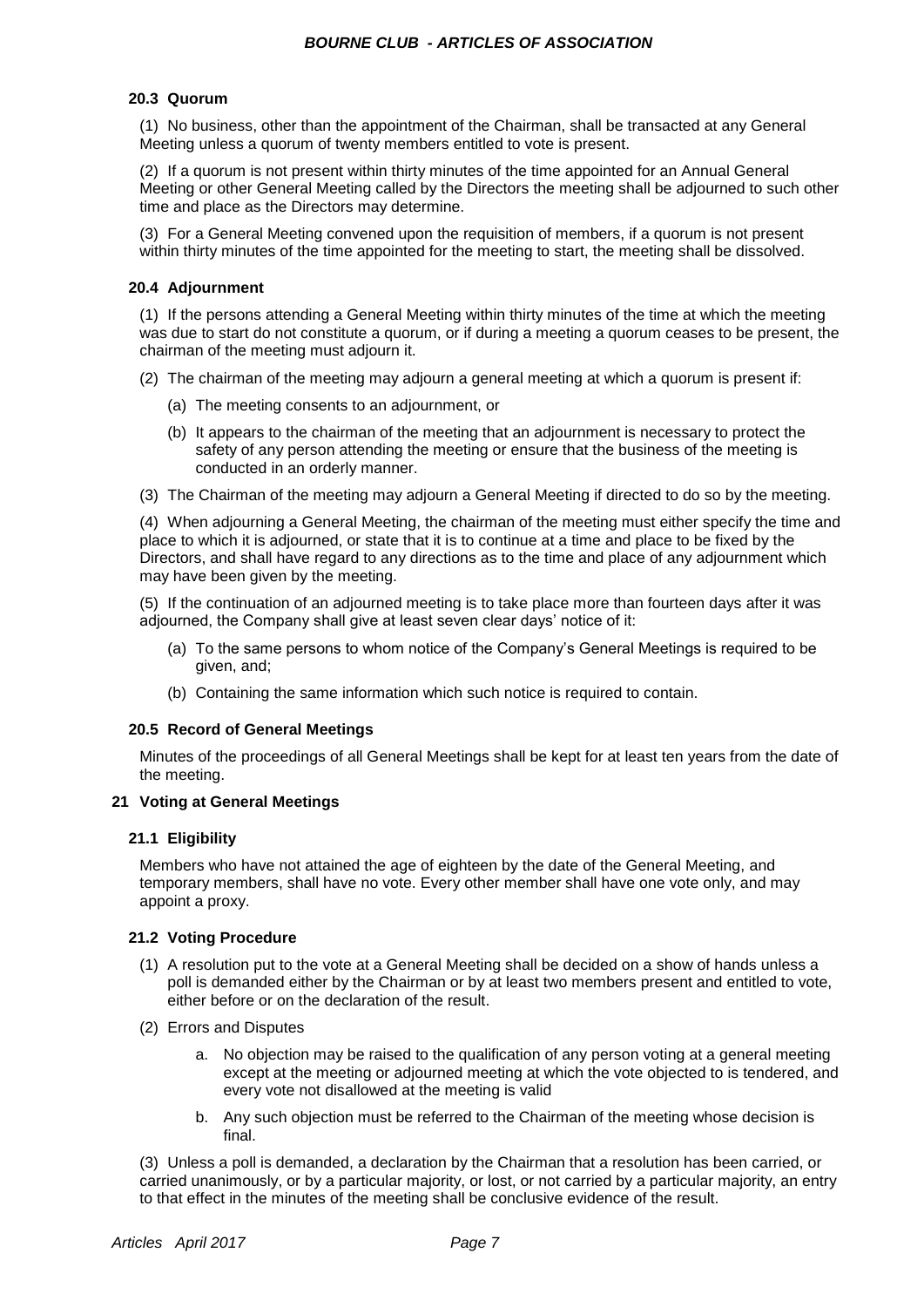### 20.3 Quorum

(1) No business, other than the appointment of the Chairman, shall be transacted at any General Meeting unless a quorum of twenty members entitled to vote is present.

(2) If a quorum is not present within thirty minutes of the time appointed for an Annual General Meeting or other General Meeting called by the Directors the meeting shall be adjourned to such other time and place as the Directors may determine.

(3) For a General Meeting convened upon the requisition of members, if a quorum is not present within thirty minutes of the time appointed for the meeting to start, the meeting shall be dissolved.

### 20.4 Adjournment

(1) If the persons attending a General Meeting within thirty minutes of the time at which the meeting was due to start do not constitute a quorum, or if during a meeting a quorum ceases to be present, the chairman of the meeting must adjourn it.

(2) The chairman of the meeting may adjourn a general meeting at which a quorum is present if:

- (a) The meeting consents to an adjournment, or
- (b) It appears to the chairman of the meeting that an adjournment is necessary to protect the safety of any person attending the meeting or ensure that the business of the meeting is conducted in an orderly manner.

(3) The Chairman of the meeting may adjourn a General Meeting if directed to do so by the meeting.

(4) When adjourning a General Meeting, the chairman of the meeting must either specify the time and place to which it is adjourned, or state that it is to continue at a time and place to be fixed by the Directors, and shall have regard to any directions as to the time and place of any adjournment which may have been given by the meeting.

(5) If the continuation of an adjourned meeting is to take place more than fourteen days after it was adjourned, the Company shall give at least seven clear days' notice of it:

- (a) To the same persons to whom notice of the Company's General Meetings is required to be given, and;
- (b) Containing the same information which such notice is required to contain.

### 20.5 Record of General Meetings

Minutes of the proceedings of all General Meetings shall be kept for at least ten years from the date of the meeting.

## 21 Voting at General Meetings

### 21.1 Eligibility

Members who have not attained the age of eighteen by the date of the General Meeting, and temporary members, shall have no vote. Every other member shall have one vote only, and may appoint a proxy.

### 21.2 Voting Procedure

(1) A resolution put to the vote at a General Meeting shall be decided on a show of hands unless a poll is demanded either by the Chairman or by at least two members present and entitled to vote, either before or on the declaration of the result.

(2) Errors and Disputes

- a. No objection may be raised to the qualification of any person voting at a general meeting except at the meeting or adjourned meeting at which the vote objected to is tendered, and every vote not disallowed at the meeting is valid
- b. Any such objection must be referred to the Chairman of the meeting whose decision is final.

(3) Unless a poll is demanded, a declaration by the Chairman that a resolution has been carried, or carried unanimously, or by a particular majority, or lost, or not carried by a particular majority, an entry to that effect in the minutes of the meeting shall be conclusive evidence of the result.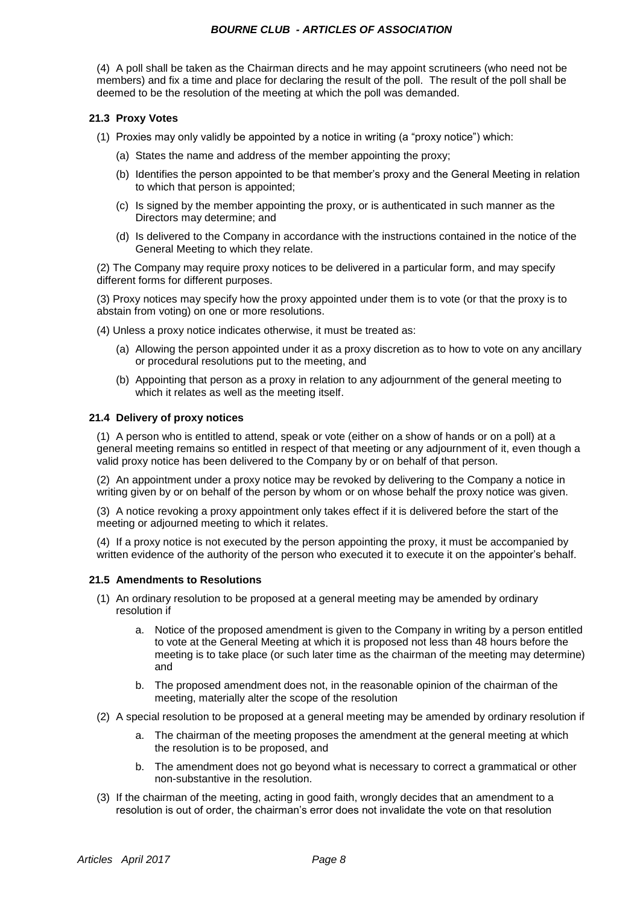(4) A poll shall be taken as the Chairman directs and he may appoint scrutineers (who need not be members) and fix a time and place for declaring the result of the poll. The result of the poll shall be deemed to be the resolution of the meeting at which the poll was demanded.

### 21.3 Proxy Votes

(1) Proxies may only validly be appointed by a notice in writing (a "proxy notice") which:

(a) States the name and address of the member appointing the proxy;

(b) Identifies the person appointed to be that member's proxy and the General Meeting in relation to which that person is appointed;

(c) Is signed by the member appointing the proxy, or is authenticated in such manner as the Directors may determine; and

(d) Is delivered to the Company in accordance with the instructions contained in the notice of the General Meeting to which they relate.

(2) The Company may require proxy notices to be delivered in a particular form, and may specify different forms for different purposes.

(3) Proxy notices may specify how the proxy appointed under them is to vote (or that the proxy is to abstain from voting) on one or more resolutions.

(4) Unless a proxy notice indicates otherwise, it must be treated as:

(a) Allowing the person appointed under it as a proxy discretion as to how to vote on any ancillary or procedural resolutions put to the meeting, and

(b) Appointing that person as a proxy in relation to any adjournment of the general meeting to which it relates as well as the meeting itself.

### 21.4 Delivery of proxy notices

(1) A person who is entitled to attend, speak or vote (either on a show of hands or on a poll) at a general meeting remains so entitled in respect of that meeting or any adjournment of it, even though a valid proxy notice has been delivered to the Company by or on behalf of that person.

(2) An appointment under a proxy notice may be revoked by delivering to the Company a notice in writing given by or on behalf of the person by whom or on whose behalf the proxy notice was given.

(3) A notice revoking a proxy appointment only takes effect if it is delivered before the start of the meeting or adjourned meeting to which it relates.

(4) If a proxy notice is not executed by the person appointing the proxy, it must be accompanied by written evidence of the authority of the person who executed it to execute it on the appointer's behalf.

### 21.5 Amendments to Resolutions

(1) An ordinary resolution to be proposed at a general meeting may be amended by ordinary resolution if

a. Notice of the proposed amendment is given to the Company in writing by a person entitled to vote at the General Meeting at which it is proposed not less than 48 hours before the meeting is to take place (or such later time as the chairman of the meeting may determine) and

b. The proposed amendment does not, in the reasonable opinion of the chairman of the meeting, materially alter the scope of the resolution

(2) A special resolution to be proposed at a general meeting may be amended by ordinary resolution if

a. The chairman of the meeting proposes the amendment at the general meeting at which the resolution is to be proposed, and

b. The amendment does not go beyond what is necessary to correct a grammatical or other non-substantive in the resolution.

(3) If the chairman of the meeting, acting in good faith, wrongly decides that an amendment to a resolution is out of order, the chairman's error does not invalidate the vote on that resolution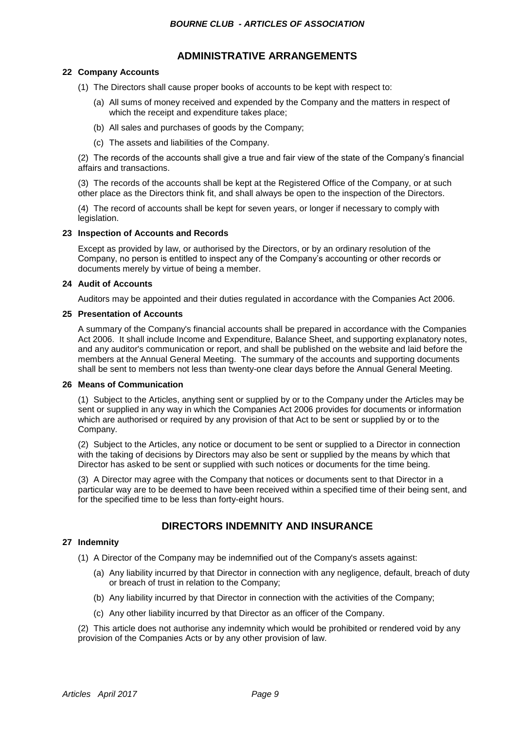## ADMINISTRATIVE ARRANGEMENTS

### 22 Company Accounts

(1) The Directors shall cause proper books of accounts to be kept with respect to:

(a) All sums of money received and expended by the Company and the matters in respect of which the receipt and expenditure takes place;

(b) All sales and purchases of goods by the Company;

(c) The assets and liabilities of the Company.

(2) The records of the accounts shall give a true and fair view of the state of the Company's financial affairs and transactions.

(3) The records of the accounts shall be kept at the Registered Office of the Company, or at such other place as the Directors think fit, and shall always be open to the inspection of the Directors.

(4) The record of accounts shall be kept for seven years, or longer if necessary to comply with legislation.

### 23 Inspection of Accounts and Records

Except as provided by law, or authorised by the Directors, or by an ordinary resolution of the Company, no person is entitled to inspect any of the Company's accounting or other records or documents merely by virtue of being a member.

### 24 Audit of Accounts

Auditors may be appointed and their duties regulated in accordance with the Companies Act 2006.

### 25 Presentation of Accounts

A summary of the Company's financial accounts shall be prepared in accordance with the Companies Act 2006. It shall include Income and Expenditure, Balance Sheet, and supporting explanatory notes, and any auditor's communication or report, and shall be published on the website and laid before the members at the Annual General Meeting. The summary of the accounts and supporting documents shall be sent to members not less than twenty-one clear days before the Annual General Meeting.

### 26 Means of Communication

(1) Subject to the Articles, anything sent or supplied by or to the Company under the Articles may be sent or supplied in any way in which the Companies Act 2006 provides for documents or information which are authorised or required by any provision of that Act to be sent or supplied by or to the Company.

(2) Subject to the Articles, any notice or document to be sent or supplied to a Director in connection with the taking of decisions by Directors may also be sent or supplied by the means by which that Director has asked to be sent or supplied with such notices or documents for the time being.

(3) A Director may agree with the Company that notices or documents sent to that Director in a particular way are to be deemed to have been received within a specified time of their being sent, and for the specified time to be less than forty-eight hours.

## DIRECTORS INDEMNITY AND INSURANCE

### 27 Indemnity

(1) A Director of the Company may be indemnified out of the Company's assets against:

(a) Any liability incurred by that Director in connection with any negligence, default, breach of duty or breach of trust in relation to the Company;

(b) Any liability incurred by that Director in connection with the activities of the Company;

(c) Any other liability incurred by that Director as an officer of the Company.

(2) This article does not authorise any indemnity which would be prohibited or rendered void by any provision of the Companies Acts or by any other provision of law.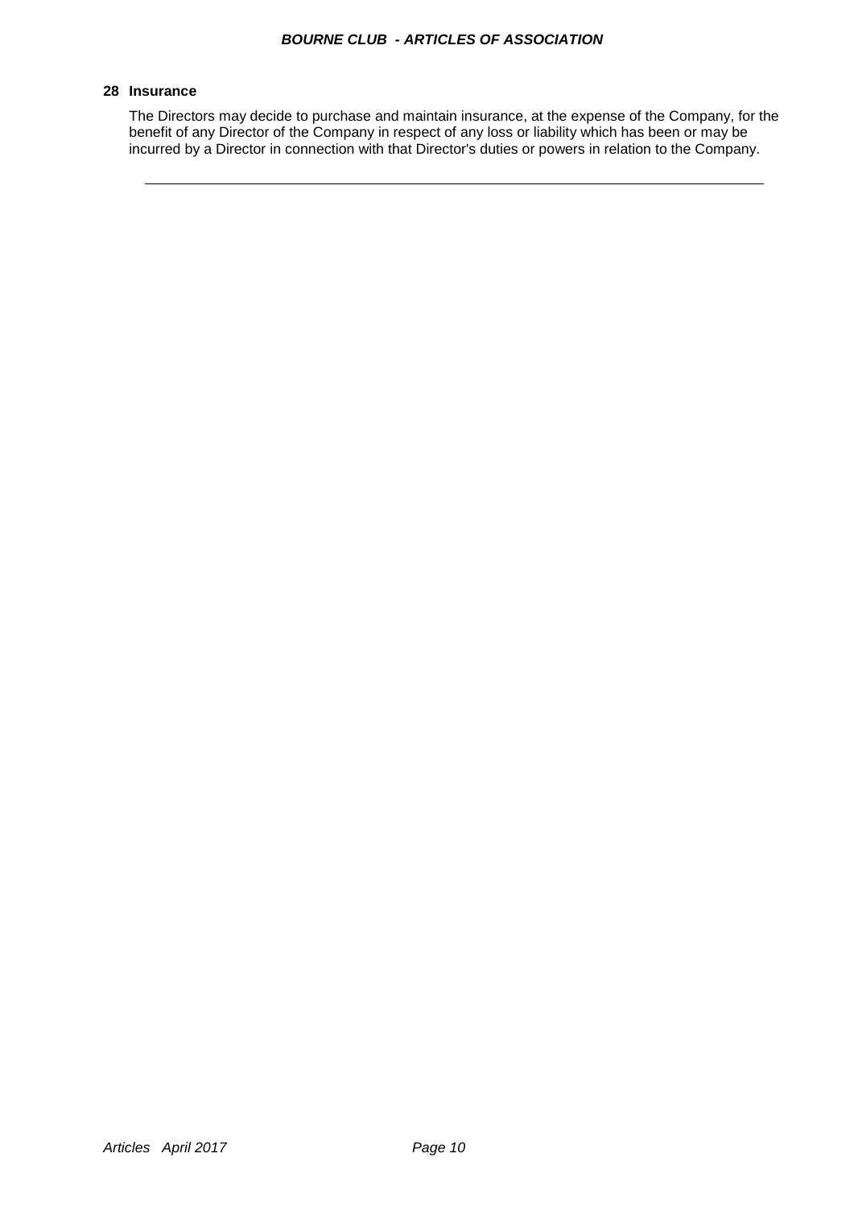## 28 Insurance

The Directors may decide to purchase and maintain insurance, at the expense of the Company, for the benefit of any Director of the Company in respect of any loss or liability which has been or may be incurred by a Director in connection with that Director's duties or powers in relation to the Company.

---